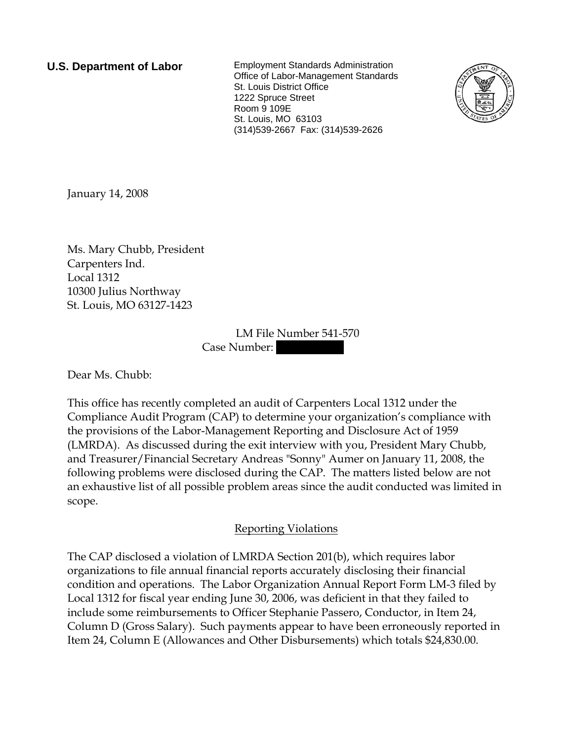**U.S. Department of Labor**

Employment Standards Administration
Office of Labor-Management Standards
St. Louis District Office
1222 Spruce Street
Room 9 109E
St. Louis, MO 63103
(314)539-2667 Fax: (314)539-2626

January 14, 2008

Ms. Mary Chubb, President
Carpenters Ind.
Local 1312
10300 Julius Northway
St. Louis, MO 63127-1423

LM File Number 541-570
Case Number:

Dear Ms. Chubb:

This office has recently completed an audit of Carpenters Local 1312 under the Compliance Audit Program (CAP) to determine your organization's compliance with the provisions of the Labor-Management Reporting and Disclosure Act of 1959 (LMRDA). As discussed during the exit interview with you, President Mary Chubb, and Treasurer/Financial Secretary Andreas "Sonny" Aumer on January 11, 2008, the following problems were disclosed during the CAP. The matters listed below are not an exhaustive list of all possible problem areas since the audit conducted was limited in scope.

## Reporting Violations

The CAP disclosed a violation of LMRDA Section 201(b), which requires labor organizations to file annual financial reports accurately disclosing their financial condition and operations. The Labor Organization Annual Report Form LM-3 filed by Local 1312 for fiscal year ending June 30, 2006, was deficient in that they failed to include some reimbursements to Officer Stephanie Passero, Conductor, in Item 24, Column D (Gross Salary). Such payments appear to have been erroneously reported in Item 24, Column E (Allowances and Other Disbursements) which totals $24,830.00.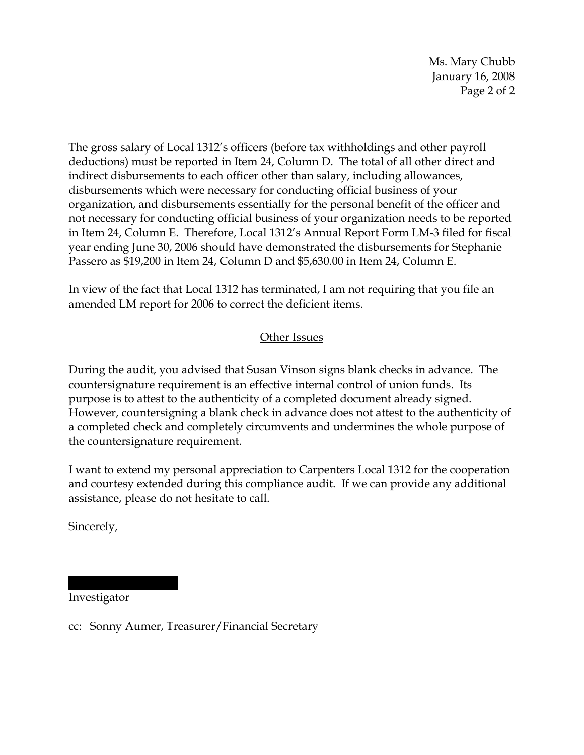The gross salary of Local 1312's officers (before tax withholdings and other payroll deductions) must be reported in Item 24, Column D. The total of all other direct and indirect disbursements to each officer other than salary, including allowances, disbursements which were necessary for conducting official business of your organization, and disbursements essentially for the personal benefit of the officer and not necessary for conducting official business of your organization needs to be reported in Item 24, Column E. Therefore, Local 1312's Annual Report Form LM-3 filed for fiscal year ending June 30, 2006 should have demonstrated the disbursements for Stephanie Passero as $19,200 in Item 24, Column D and $5,630.00 in Item 24, Column E.

In view of the fact that Local 1312 has terminated, I am not requiring that you file an amended LM report for 2006 to correct the deficient items.

## Other Issues

During the audit, you advised that Susan Vinson signs blank checks in advance. The countersignature requirement is an effective internal control of union funds. Its purpose is to attest to the authenticity of a completed document already signed. However, countersigning a blank check in advance does not attest to the authenticity of a completed check and completely circumvents and undermines the whole purpose of the countersignature requirement.

I want to extend my personal appreciation to Carpenters Local 1312 for the cooperation and courtesy extended during this compliance audit. If we can provide any additional assistance, please do not hesitate to call.

Sincerely,

Investigator

cc: Sonny Aumer, Treasurer/Financial Secretary